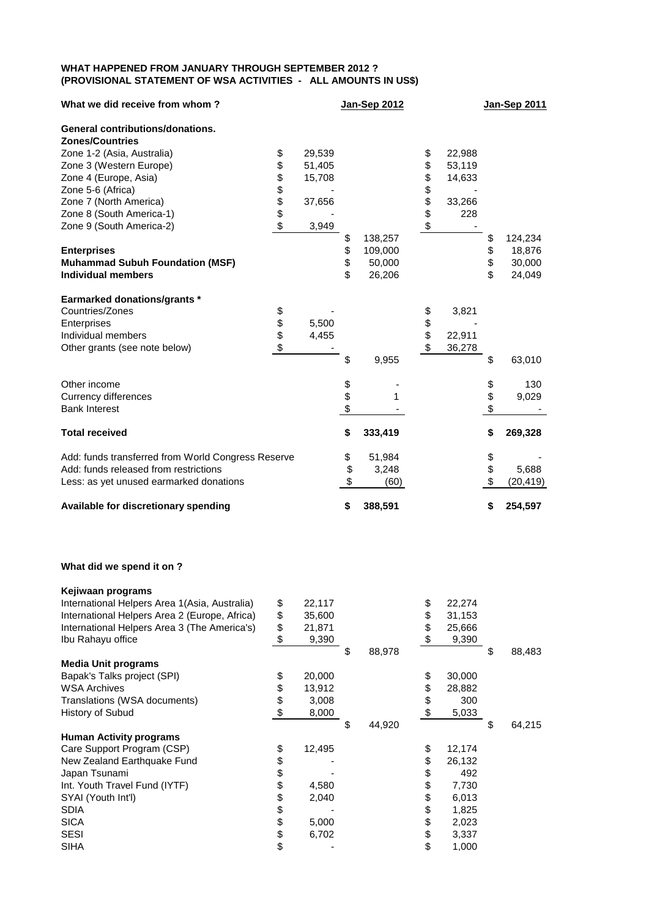**WHAT HAPPENED FROM JANUARY THROUGH SEPTEMBER 2012 ?**
**(PROVISIONAL STATEMENT OF WSA ACTIVITIES - ALL AMOUNTS IN US$)**

| What we did receive from whom ? | | Jan-Sep 2012 | | Jan-Sep 2011 |
|---|---|---|---|---|
| **General contributions/donations.** | | | | |
| **Zones/Countries** | | | | |
| Zone 1-2 (Asia, Australia) | $ 29,539 | | $ 22,988 | |
| Zone 3 (Western Europe) | $ 51,405 | | $ 53,119 | |
| Zone 4 (Europe, Asia) | $ 15,708 | | $ 14,633 | |
| Zone 5-6 (Africa) | $ - | | $ - | |
| Zone 7 (North America) | $ 37,656 | | $ 33,266 | |
| Zone 8 (South America-1) | $ - | | $ 228 | |
| Zone 9 (South America-2) | $ 3,949 | | $ - | |
| | | $ 138,257 | | $ 124,234 |
| **Enterprises** | | $ 109,000 | | $ 18,876 |
| **Muhammad Subuh Foundation (MSF)** | | $ 50,000 | | $ 30,000 |
| **Individual members** | | $ 26,206 | | $ 24,049 |
| **Earmarked donations/grants *** | | | | |
| Countries/Zones | $ - | | $ 3,821 | |
| Enterprises | $ 5,500 | | $ - | |
| Individual members | $ 4,455 | | $ 22,911 | |
| Other grants (see note below) | $ - | | $ 36,278 | |
| | | $ 9,955 | | $ 63,010 |
| Other income | | $ - | | $ 130 |
| Currency differences | | $ 1 | | $ 9,029 |
| Bank Interest | | $ - | | $ - |
| **Total received** | | **$ 333,419** | | **$ 269,328** |
| Add: funds transferred from World Congress Reserve | | $ 51,984 | | $ - |
| Add: funds released from restrictions | | $ 3,248 | | $ 5,688 |
| Less: as yet unused earmarked donations | | $ (60) | | $ (20,419) |
| **Available for discretionary spending** | | **$ 388,591** | | **$ 254,597** |

**What did we spend it on ?**

| | | Jan-Sep 2012 | | Jan-Sep 2011 |
|---|---|---|---|---|
| **Kejiwaan programs** | | | | |
| International Helpers Area 1(Asia, Australia) | $ 22,117 | | $ 22,274 | |
| International Helpers Area 2 (Europe, Africa) | $ 35,600 | | $ 31,153 | |
| International Helpers Area 3 (The America's) | $ 21,871 | | $ 25,666 | |
| Ibu Rahayu office | $ 9,390 | | $ 9,390 | |
| | | $ 88,978 | | $ 88,483 |
| **Media Unit programs** | | | | |
| Bapak's Talks project (SPI) | $ 20,000 | | $ 30,000 | |
| WSA Archives | $ 13,912 | | $ 28,882 | |
| Translations (WSA documents) | $ 3,008 | | $ 300 | |
| History of Subud | $ 8,000 | | $ 5,033 | |
| | | $ 44,920 | | $ 64,215 |
| **Human Activity programs** | | | | |
| Care Support Program (CSP) | $ 12,495 | | $ 12,174 | |
| New Zealand Earthquake Fund | $ - | | $ 26,132 | |
| Japan Tsunami | $ - | | $ 492 | |
| Int. Youth Travel Fund (IYTF) | $ 4,580 | | $ 7,730 | |
| SYAI (Youth Int'l) | $ 2,040 | | $ 6,013 | |
| SDIA | $ - | | $ 1,825 | |
| SICA | $ 5,000 | | $ 2,023 | |
| SESI | $ 6,702 | | $ 3,337 | |
| SIHA | $ - | | $ 1,000 | |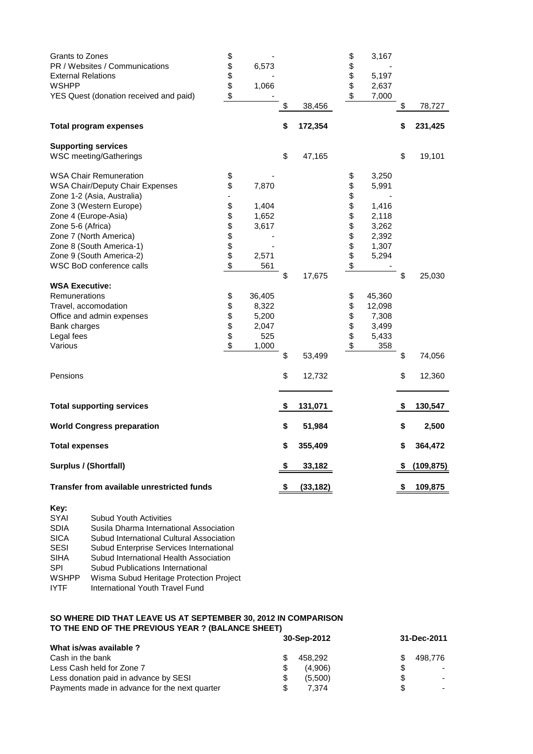| | | | | |
|---|---|---|---|---|
| Grants to Zones | $ - | | $ 3,167 | |
| PR / Websites / Communications | $ 6,573 | | $ - | |
| External Relations | $ - | | $ 5,197 | |
| WSHPP | $ 1,066 | | $ 2,637 | |
| YES Quest (donation received and paid) | $ - | | $ 7,000 | |
| | | $ 38,456 | | $ 78,727 |
| **Total program expenses** | | **$ 172,354** | | **$ 231,425** |
| **Supporting services** | | | | |
| WSC meeting/Gatherings | | $ 47,165 | | $ 19,101 |
| WSA Chair Remuneration | $ - | | $ 3,250 | |
| WSA Chair/Deputy Chair Expenses | $ 7,870 | | $ 5,991 | |
| Zone 1-2 (Asia, Australia) | - | | $ - | |
| Zone 3 (Western Europe) | $ 1,404 | | $ 1,416 | |
| Zone 4 (Europe-Asia) | $ 1,652 | | $ 2,118 | |
| Zone 5-6 (Africa) | $ 3,617 | | $ 3,262 | |
| Zone 7 (North America) | $ - | | $ 2,392 | |
| Zone 8 (South America-1) | $ - | | $ 1,307 | |
| Zone 9 (South America-2) | $ 2,571 | | $ 5,294 | |
| WSC BoD conference calls | $ 561 | | $ - | |
| | | $ 17,675 | | $ 25,030 |
| **WSA Executive:** | | | | |
| Remunerations | $ 36,405 | | $ 45,360 | |
| Travel, accomodation | $ 8,322 | | $ 12,098 | |
| Office and admin expenses | $ 5,200 | | $ 7,308 | |
| Bank charges | $ 2,047 | | $ 3,499 | |
| Legal fees | $ 525 | | $ 5,433 | |
| Various | $ 1,000 | | $ 358 | |
| | | $ 53,499 | | $ 74,056 |
| Pensions | | $ 12,732 | | $ 12,360 |
| **Total supporting services** | | **$ 131,071** | | **$ 130,547** |
| **World Congress preparation** | | **$ 51,984** | | **$ 2,500** |
| **Total expenses** | | **$ 355,409** | | **$ 364,472** |
| **Surplus / (Shortfall)** | | **$ 33,182** | | **$ (109,875)** |
| **Transfer from available unrestricted funds** | | **$ (33,182)** | | **$ 109,875** |

**Key:**

| | |
|---|---|
| SYAI | Subud Youth Activities |
| SDIA | Susila Dharma International Association |
| SICA | Subud International Cultural Association |
| SESI | Subud Enterprise Services International |
| SIHA | Subud International Health Association |
| SPI | Subud Publications International |
| WSHPP | Wisma Subud Heritage Protection Project |
| IYTF | International Youth Travel Fund |

**SO WHERE DID THAT LEAVE US AT SEPTEMBER 30, 2012 IN COMPARISON TO THE END OF THE PREVIOUS YEAR ? (BALANCE SHEET)**

| | 30-Sep-2012 | 31-Dec-2011 |
|---|---|---|
| **What is/was available ?** | | |
| Cash in the bank | $ 458,292 | $ 498,776 |
| Less Cash held for Zone 7 | $ (4,906) | $ - |
| Less donation paid in advance by SESI | $ (5,500) | $ - |
| Payments made in advance for the next quarter | $ 7,374 | $ - |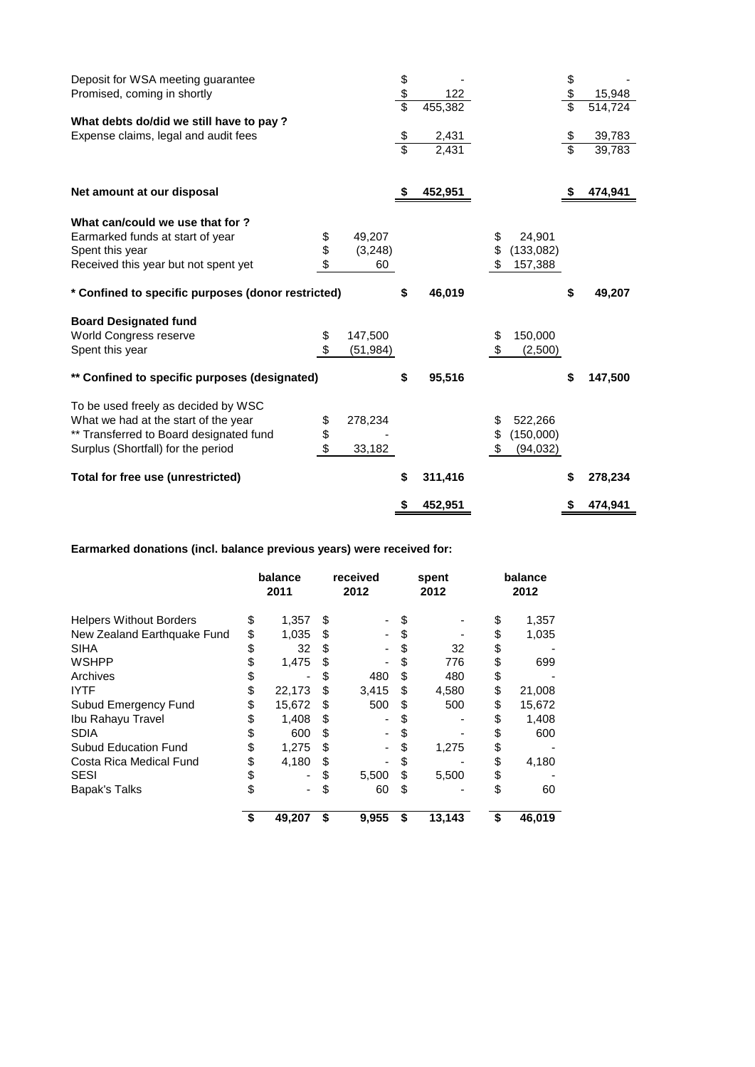| | | | | | | | |
|---|---|---|---|---|---|---|---|
| Deposit for WSA meeting guarantee | | | $ | - | | | $ | - |
| Promised, coming in shortly | | | $ | 122 | | | $ | 15,948 |
| | | | $ | 455,382 | | | $ | 514,724 |
| **What debts do/did we still have to pay ?** | | | | | | | | |
| Expense claims, legal and audit fees | | | $ | 2,431 | | | $ | 39,783 |
| | | | $ | 2,431 | | | $ | 39,783 |
| **Net amount at our disposal** | | | **$** | **452,951** | | | **$** | **474,941** |
| **What can/could we use that for ?** | | | | | | | | |
| Earmarked funds at start of year | $ | 49,207 | | | $ | 24,901 | | |
| Spent this year | $ | (3,248) | | | $ | (133,082) | | |
| Received this year but not spent yet | $ | 60 | | | $ | 157,388 | | |
| **\* Confined to specific purposes (donor restricted)** | | | **$** | **46,019** | | | **$** | **49,207** |
| **Board Designated fund** | | | | | | | | |
| World Congress reserve | $ | 147,500 | | | $ | 150,000 | | |
| Spent this year | $ | (51,984) | | | $ | (2,500) | | |
| **\*\* Confined to specific purposes (designated)** | | | **$** | **95,516** | | | **$** | **147,500** |
| To be used freely as decided by WSC | | | | | | | | |
| What we had at the start of the year | $ | 278,234 | | | $ | 522,266 | | |
| \*\* Transferred to Board designated fund | $ | - | | | $ | (150,000) | | |
| Surplus (Shortfall) for the period | $ | 33,182 | | | $ | (94,032) | | |
| **Total for free use (unrestricted)** | | | **$** | **311,416** | | | **$** | **278,234** |
| | | | **$** | **452,951** | | | **$** | **474,941** |

**Earmarked donations (incl. balance previous years) were received for:**

| | balance 2011 | received 2012 | spent 2012 | balance 2012 |
|---|---|---|---|---|
| Helpers Without Borders | $ 1,357 | $ - | $ - | $ 1,357 |
| New Zealand Earthquake Fund | $ 1,035 | $ - | $ - | $ 1,035 |
| SIHA | $ 32 | $ - | $ 32 | $ - |
| WSHPP | $ 1,475 | $ - | $ 776 | $ 699 |
| Archives | $ - | $ 480 | $ 480 | $ - |
| IYTF | $ 22,173 | $ 3,415 | $ 4,580 | $ 21,008 |
| Subud Emergency Fund | $ 15,672 | $ 500 | $ 500 | $ 15,672 |
| Ibu Rahayu Travel | $ 1,408 | $ - | $ - | $ 1,408 |
| SDIA | $ 600 | $ - | $ - | $ 600 |
| Subud Education Fund | $ 1,275 | $ - | $ 1,275 | $ - |
| Costa Rica Medical Fund | $ 4,180 | $ - | $ - | $ 4,180 |
| SESI | $ - | $ 5,500 | $ 5,500 | $ - |
| Bapak's Talks | $ - | $ 60 | $ - | $ 60 |
| | **$ 49,207** | **$ 9,955** | **$ 13,143** | **$ 46,019** |